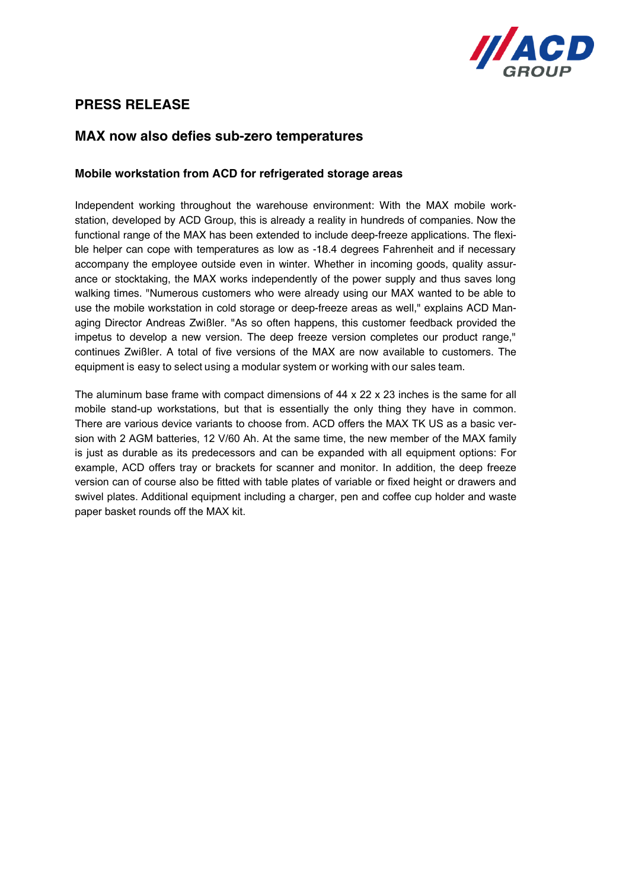## PRESS RELEASE

## MAX now also defies sub-zero temperatures

### Mobile workstation from ACD for refrigerated storage areas

Independent working throughout the warehouse environment: With the MAX mobile workstation, developed by ACD Group, this is already a reality in hundreds of companies. Now the functional range of the MAX has been extended to include deep-freeze applications. The flexible helper can cope with temperatures as low as -18.4 degrees Fahrenheit and if necessary accompany the employee outside even in winter. Whether in incoming goods, quality assurance or stocktaking, the MAX works independently of the power supply and thus saves long walking times. "Numerous customers who were already using our MAX wanted to be able to use the mobile workstation in cold storage or deep-freeze areas as well," explains ACD Managing Director Andreas Zwißler. "As so often happens, this customer feedback provided the impetus to develop a new version. The deep freeze version completes our product range," continues Zwißler. A total of five versions of the MAX are now available to customers. The equipment is easy to select using a modular system or working with our sales team.

The aluminum base frame with compact dimensions of 44 x 22 x 23 inches is the same for all mobile stand-up workstations, but that is essentially the only thing they have in common. There are various device variants to choose from. ACD offers the MAX TK US as a basic version with 2 AGM batteries, 12 V/60 Ah. At the same time, the new member of the MAX family is just as durable as its predecessors and can be expanded with all equipment options: For example, ACD offers tray or brackets for scanner and monitor. In addition, the deep freeze version can of course also be fitted with table plates of variable or fixed height or drawers and swivel plates. Additional equipment including a charger, pen and coffee cup holder and waste paper basket rounds off the MAX kit.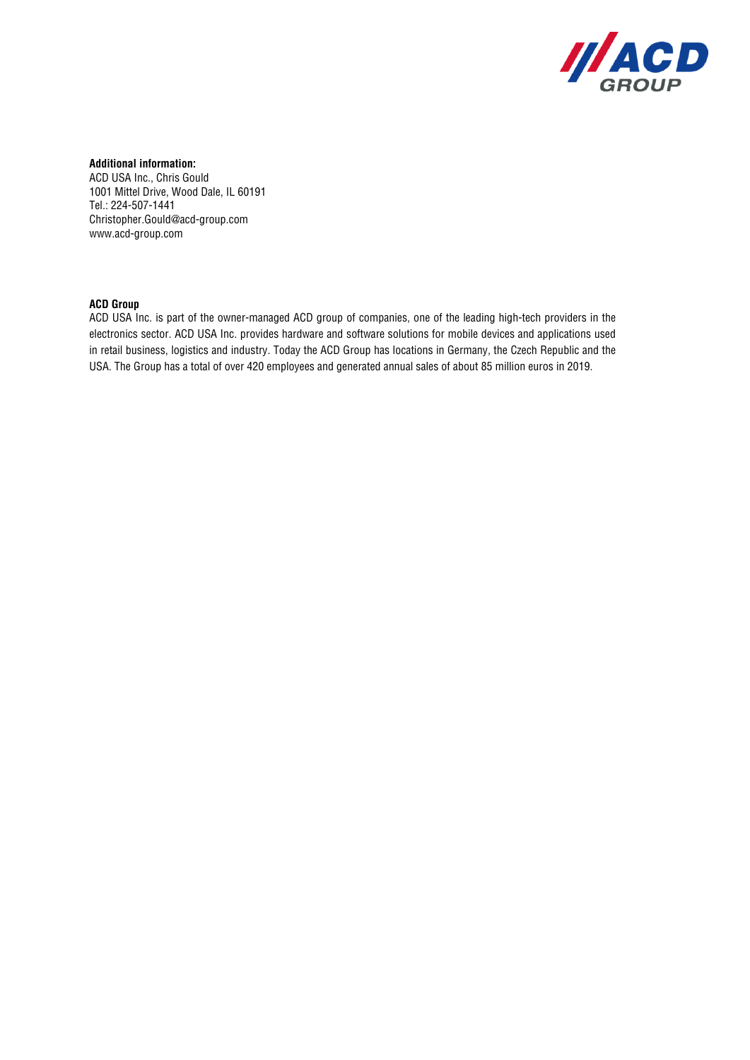**Additional information:**
ACD USA Inc., Chris Gould
1001 Mittel Drive, Wood Dale, IL 60191
Tel.: 224-507-1441
Christopher.Gould@acd-group.com
www.acd-group.com

**ACD Group**
ACD USA Inc. is part of the owner-managed ACD group of companies, one of the leading high-tech providers in the electronics sector. ACD USA Inc. provides hardware and software solutions for mobile devices and applications used in retail business, logistics and industry. Today the ACD Group has locations in Germany, the Czech Republic and the USA. The Group has a total of over 420 employees and generated annual sales of about 85 million euros in 2019.